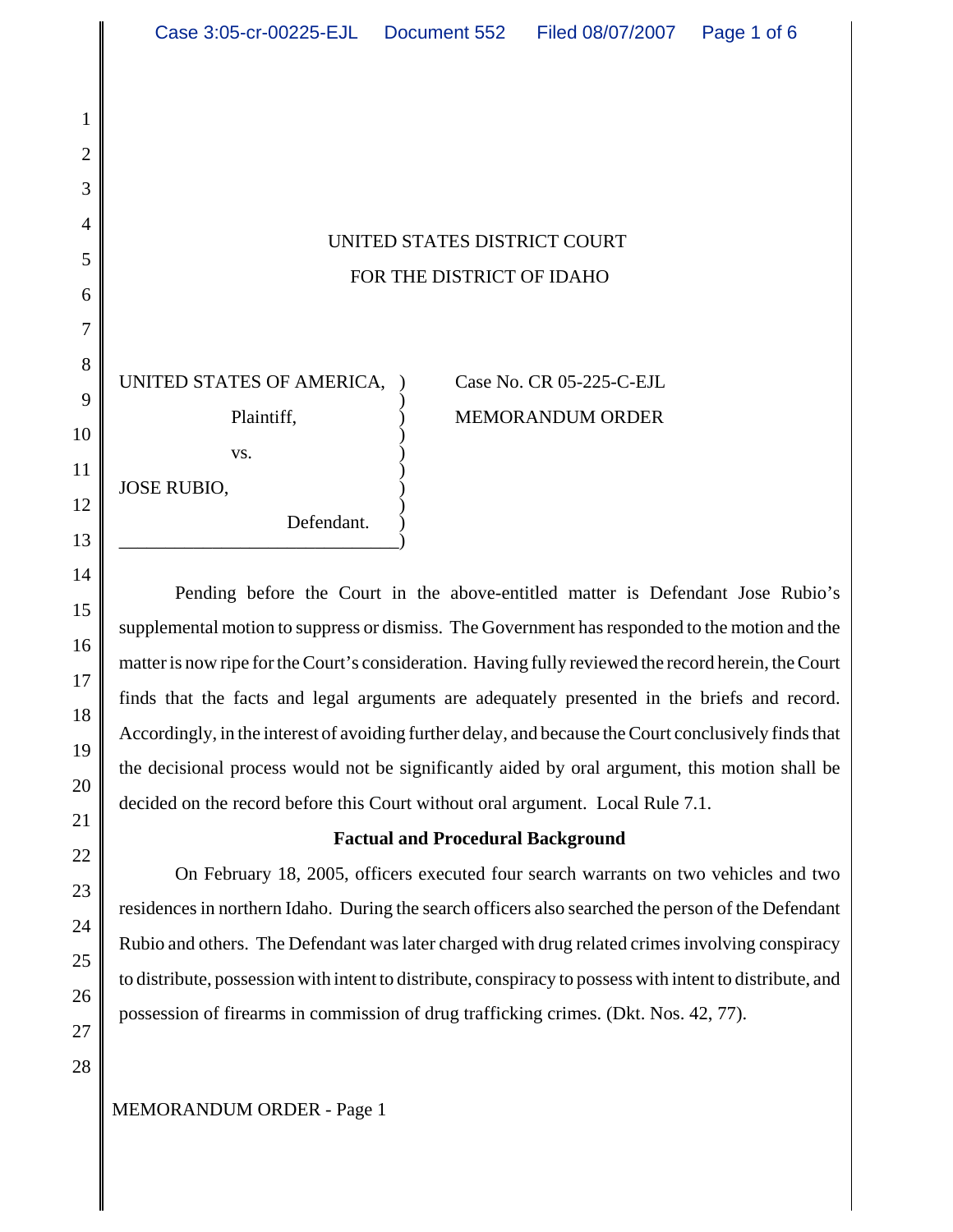UNITED STATES DISTRICT COURT
FOR THE DISTRICT OF IDAHO

UNITED STATES OF AMERICA,
Plaintiff,
vs.
JOSE RUBIO,
Defendant.

Case No. CR 05-225-C-EJL

MEMORANDUM ORDER

Pending before the Court in the above-entitled matter is Defendant Jose Rubio's supplemental motion to suppress or dismiss. The Government has responded to the motion and the matter is now ripe for the Court's consideration. Having fully reviewed the record herein, the Court finds that the facts and legal arguments are adequately presented in the briefs and record. Accordingly, in the interest of avoiding further delay, and because the Court conclusively finds that the decisional process would not be significantly aided by oral argument, this motion shall be decided on the record before this Court without oral argument. Local Rule 7.1.

**Factual and Procedural Background**

On February 18, 2005, officers executed four search warrants on two vehicles and two residences in northern Idaho. During the search officers also searched the person of the Defendant Rubio and others. The Defendant was later charged with drug related crimes involving conspiracy to distribute, possession with intent to distribute, conspiracy to possess with intent to distribute, and possession of firearms in commission of drug trafficking crimes. (Dkt. Nos. 42, 77).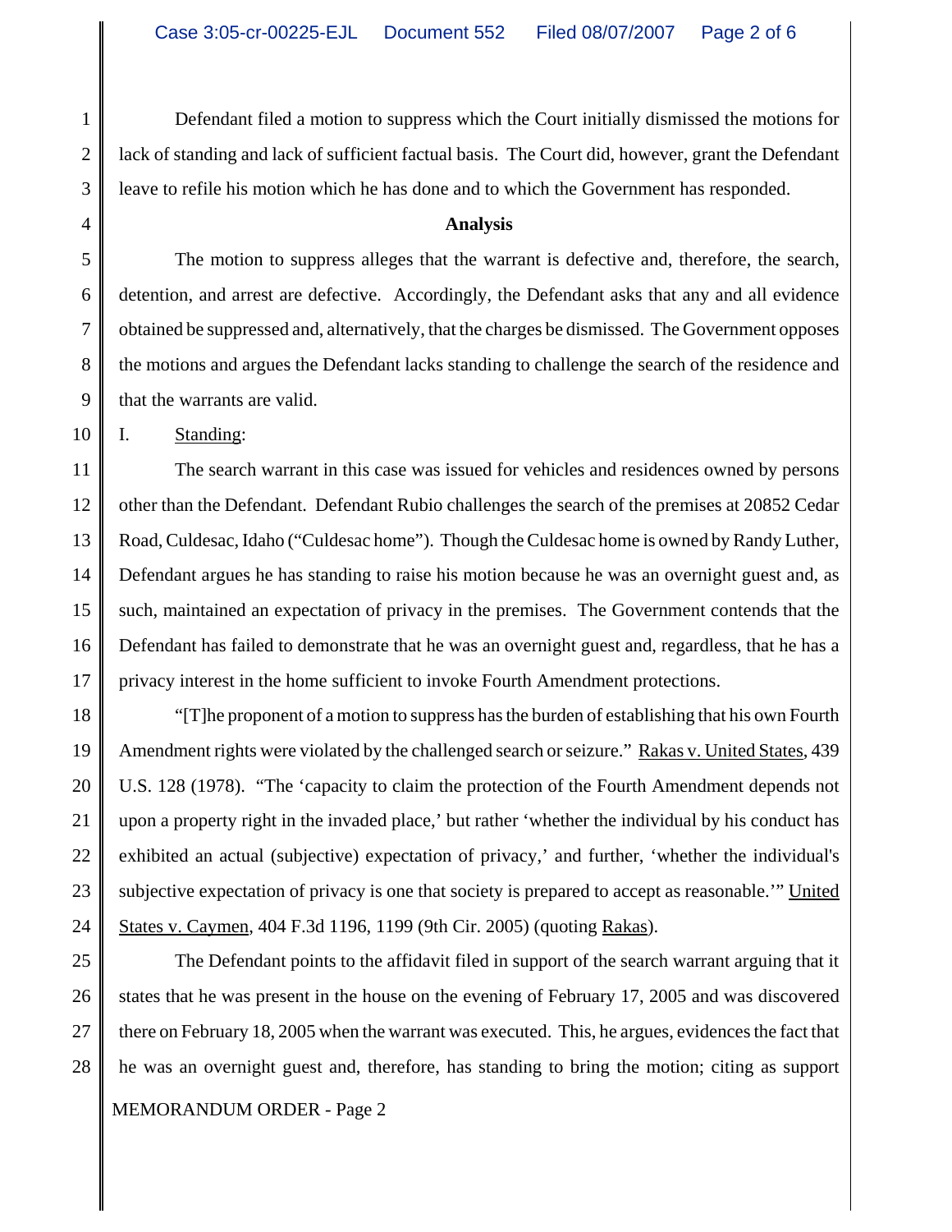Defendant filed a motion to suppress which the Court initially dismissed the motions for lack of standing and lack of sufficient factual basis. The Court did, however, grant the Defendant leave to refile his motion which he has done and to which the Government has responded.

## Analysis

The motion to suppress alleges that the warrant is defective and, therefore, the search, detention, and arrest are defective. Accordingly, the Defendant asks that any and all evidence obtained be suppressed and, alternatively, that the charges be dismissed. The Government opposes the motions and argues the Defendant lacks standing to challenge the search of the residence and that the warrants are valid.

I. Standing:

The search warrant in this case was issued for vehicles and residences owned by persons other than the Defendant. Defendant Rubio challenges the search of the premises at 20852 Cedar Road, Culdesac, Idaho ("Culdesac home"). Though the Culdesac home is owned by Randy Luther, Defendant argues he has standing to raise his motion because he was an overnight guest and, as such, maintained an expectation of privacy in the premises. The Government contends that the Defendant has failed to demonstrate that he was an overnight guest and, regardless, that he has a privacy interest in the home sufficient to invoke Fourth Amendment protections.

"[T]he proponent of a motion to suppress has the burden of establishing that his own Fourth Amendment rights were violated by the challenged search or seizure." Rakas v. United States, 439 U.S. 128 (1978). "The 'capacity to claim the protection of the Fourth Amendment depends not upon a property right in the invaded place,' but rather 'whether the individual by his conduct has exhibited an actual (subjective) expectation of privacy,' and further, 'whether the individual's subjective expectation of privacy is one that society is prepared to accept as reasonable.'" United States v. Caymen, 404 F.3d 1196, 1199 (9th Cir. 2005) (quoting Rakas).

The Defendant points to the affidavit filed in support of the search warrant arguing that it states that he was present in the house on the evening of February 17, 2005 and was discovered there on February 18, 2005 when the warrant was executed. This, he argues, evidences the fact that he was an overnight guest and, therefore, has standing to bring the motion; citing as support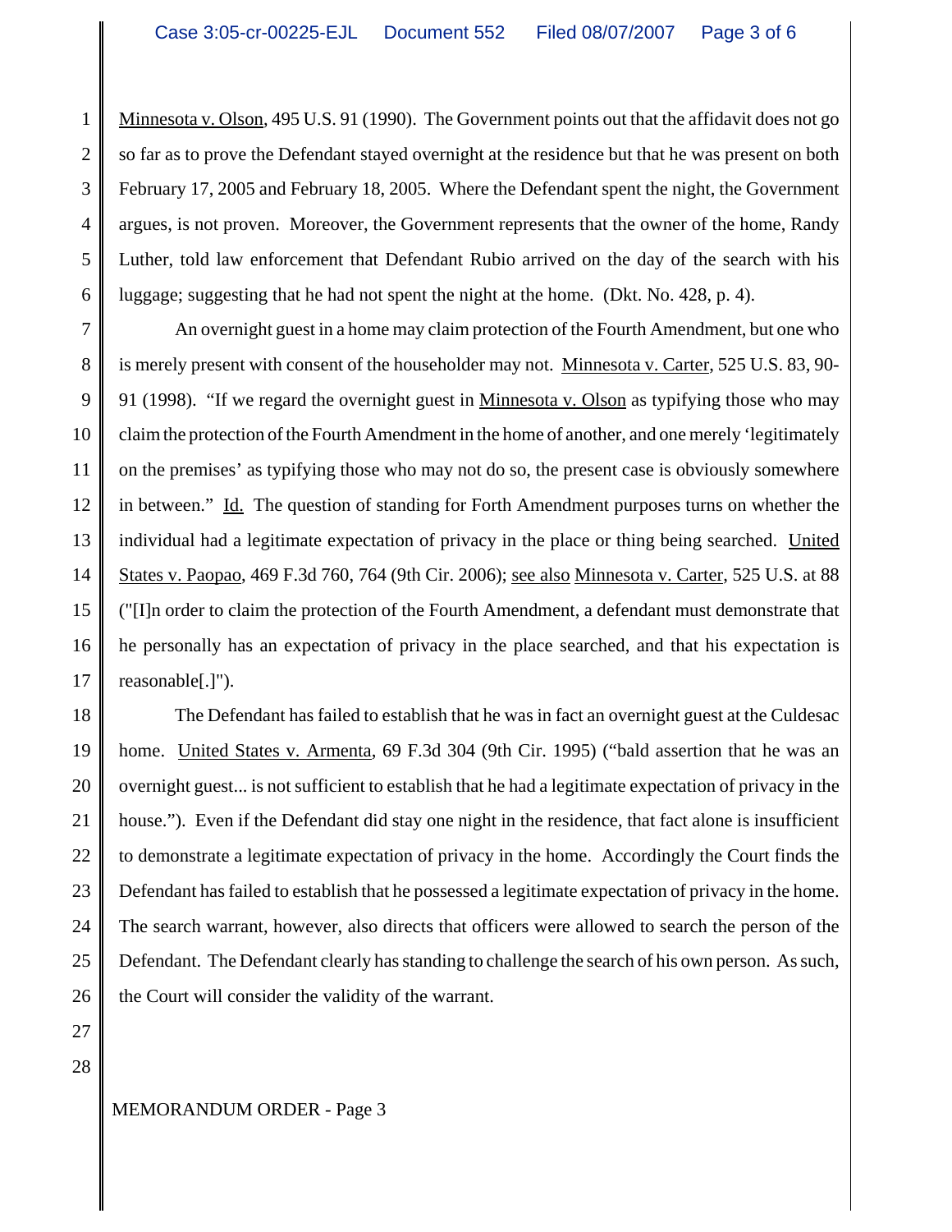Minnesota v. Olson, 495 U.S. 91 (1990). The Government points out that the affidavit does not go so far as to prove the Defendant stayed overnight at the residence but that he was present on both February 17, 2005 and February 18, 2005. Where the Defendant spent the night, the Government argues, is not proven. Moreover, the Government represents that the owner of the home, Randy Luther, told law enforcement that Defendant Rubio arrived on the day of the search with his luggage; suggesting that he had not spent the night at the home. (Dkt. No. 428, p. 4).

An overnight guest in a home may claim protection of the Fourth Amendment, but one who is merely present with consent of the householder may not. Minnesota v. Carter, 525 U.S. 83, 90-91 (1998). "If we regard the overnight guest in Minnesota v. Olson as typifying those who may claim the protection of the Fourth Amendment in the home of another, and one merely 'legitimately on the premises' as typifying those who may not do so, the present case is obviously somewhere in between." Id. The question of standing for Forth Amendment purposes turns on whether the individual had a legitimate expectation of privacy in the place or thing being searched. United States v. Paopao, 469 F.3d 760, 764 (9th Cir. 2006); see also Minnesota v. Carter, 525 U.S. at 88 ("[I]n order to claim the protection of the Fourth Amendment, a defendant must demonstrate that he personally has an expectation of privacy in the place searched, and that his expectation is reasonable[.]").

The Defendant has failed to establish that he was in fact an overnight guest at the Culdesac home. United States v. Armenta, 69 F.3d 304 (9th Cir. 1995) ("bald assertion that he was an overnight guest... is not sufficient to establish that he had a legitimate expectation of privacy in the house."). Even if the Defendant did stay one night in the residence, that fact alone is insufficient to demonstrate a legitimate expectation of privacy in the home. Accordingly the Court finds the Defendant has failed to establish that he possessed a legitimate expectation of privacy in the home. The search warrant, however, also directs that officers were allowed to search the person of the Defendant. The Defendant clearly has standing to challenge the search of his own person. As such, the Court will consider the validity of the warrant.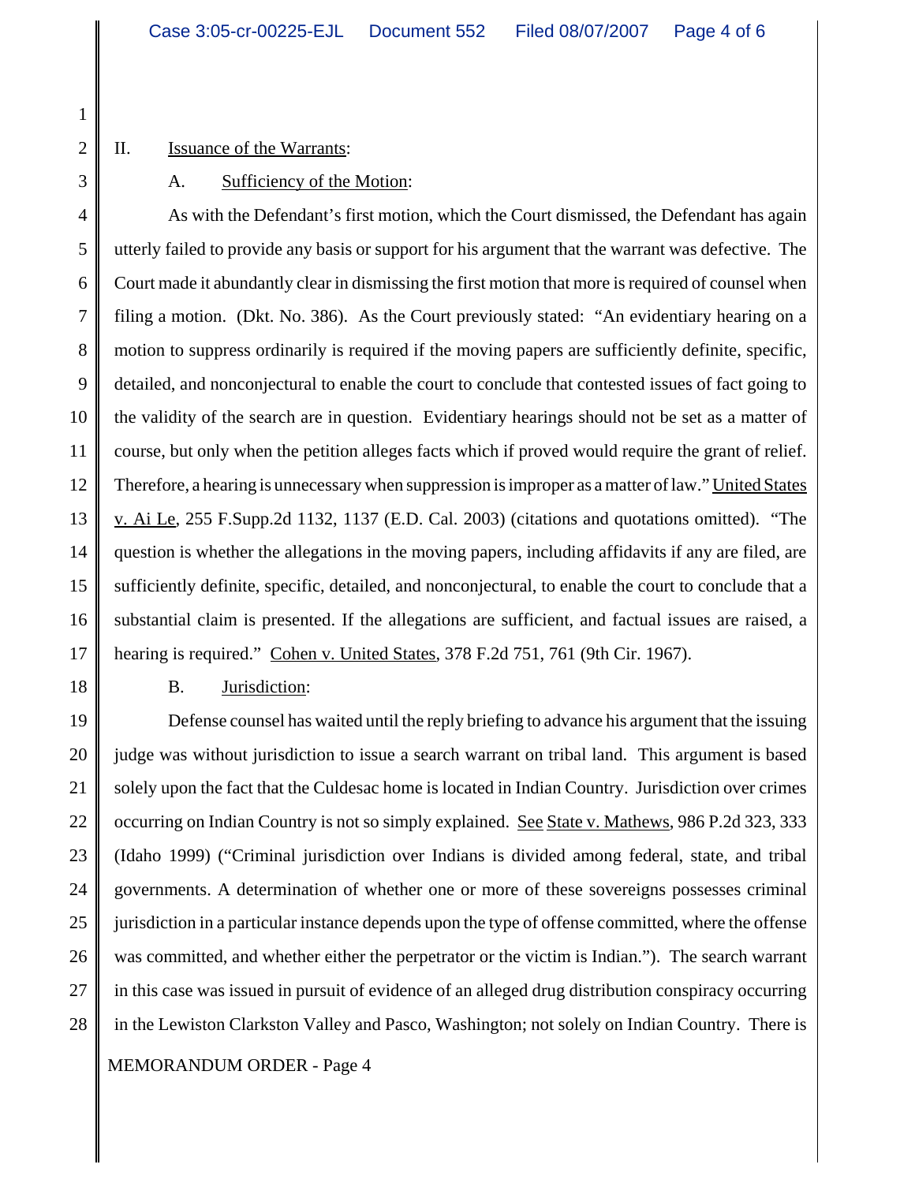II. Issuance of the Warrants:

A. Sufficiency of the Motion:

As with the Defendant's first motion, which the Court dismissed, the Defendant has again utterly failed to provide any basis or support for his argument that the warrant was defective. The Court made it abundantly clear in dismissing the first motion that more is required of counsel when filing a motion. (Dkt. No. 386). As the Court previously stated: "An evidentiary hearing on a motion to suppress ordinarily is required if the moving papers are sufficiently definite, specific, detailed, and nonconjectural to enable the court to conclude that contested issues of fact going to the validity of the search are in question. Evidentiary hearings should not be set as a matter of course, but only when the petition alleges facts which if proved would require the grant of relief. Therefore, a hearing is unnecessary when suppression is improper as a matter of law." United States v. Ai Le, 255 F.Supp.2d 1132, 1137 (E.D. Cal. 2003) (citations and quotations omitted). "The question is whether the allegations in the moving papers, including affidavits if any are filed, are sufficiently definite, specific, detailed, and nonconjectural, to enable the court to conclude that a substantial claim is presented. If the allegations are sufficient, and factual issues are raised, a hearing is required." Cohen v. United States, 378 F.2d 751, 761 (9th Cir. 1967).

B. Jurisdiction:

Defense counsel has waited until the reply briefing to advance his argument that the issuing judge was without jurisdiction to issue a search warrant on tribal land. This argument is based solely upon the fact that the Culdesac home is located in Indian Country. Jurisdiction over crimes occurring on Indian Country is not so simply explained. See State v. Mathews, 986 P.2d 323, 333 (Idaho 1999) ("Criminal jurisdiction over Indians is divided among federal, state, and tribal governments. A determination of whether one or more of these sovereigns possesses criminal jurisdiction in a particular instance depends upon the type of offense committed, where the offense was committed, and whether either the perpetrator or the victim is Indian."). The search warrant in this case was issued in pursuit of evidence of an alleged drug distribution conspiracy occurring in the Lewiston Clarkston Valley and Pasco, Washington; not solely on Indian Country. There is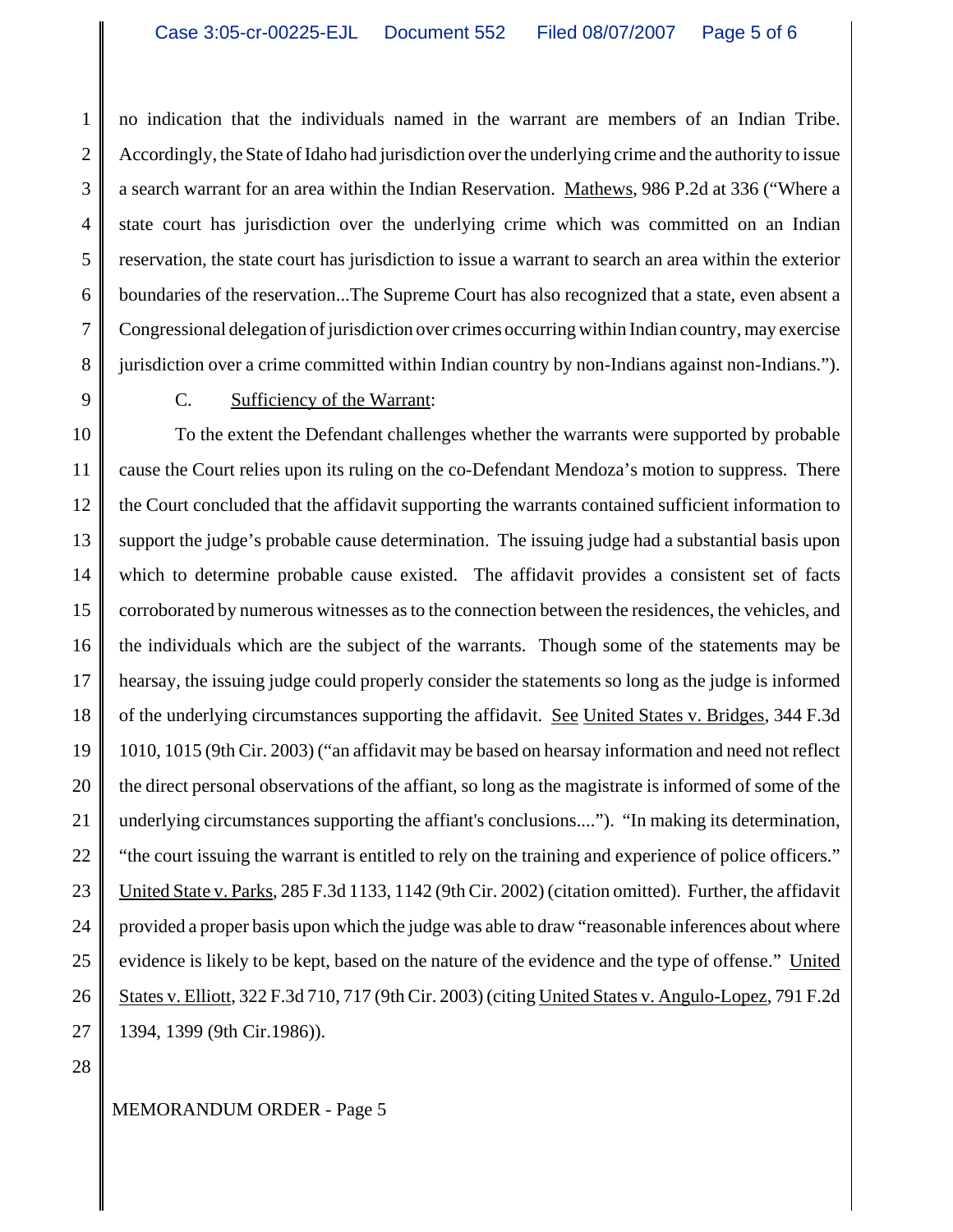no indication that the individuals named in the warrant are members of an Indian Tribe. Accordingly, the State of Idaho had jurisdiction over the underlying crime and the authority to issue a search warrant for an area within the Indian Reservation. Mathews, 986 P.2d at 336 ("Where a state court has jurisdiction over the underlying crime which was committed on an Indian reservation, the state court has jurisdiction to issue a warrant to search an area within the exterior boundaries of the reservation...The Supreme Court has also recognized that a state, even absent a Congressional delegation of jurisdiction over crimes occurring within Indian country, may exercise jurisdiction over a crime committed within Indian country by non-Indians against non-Indians.").

C. Sufficiency of the Warrant:

To the extent the Defendant challenges whether the warrants were supported by probable cause the Court relies upon its ruling on the co-Defendant Mendoza's motion to suppress. There the Court concluded that the affidavit supporting the warrants contained sufficient information to support the judge's probable cause determination. The issuing judge had a substantial basis upon which to determine probable cause existed. The affidavit provides a consistent set of facts corroborated by numerous witnesses as to the connection between the residences, the vehicles, and the individuals which are the subject of the warrants. Though some of the statements may be hearsay, the issuing judge could properly consider the statements so long as the judge is informed of the underlying circumstances supporting the affidavit. See United States v. Bridges, 344 F.3d 1010, 1015 (9th Cir. 2003) ("an affidavit may be based on hearsay information and need not reflect the direct personal observations of the affiant, so long as the magistrate is informed of some of the underlying circumstances supporting the affiant's conclusions...."). "In making its determination, "the court issuing the warrant is entitled to rely on the training and experience of police officers." United State v. Parks, 285 F.3d 1133, 1142 (9th Cir. 2002) (citation omitted). Further, the affidavit provided a proper basis upon which the judge was able to draw "reasonable inferences about where evidence is likely to be kept, based on the nature of the evidence and the type of offense." United States v. Elliott, 322 F.3d 710, 717 (9th Cir. 2003) (citing United States v. Angulo-Lopez, 791 F.2d 1394, 1399 (9th Cir.1986)).

MEMORANDUM ORDER - Page 5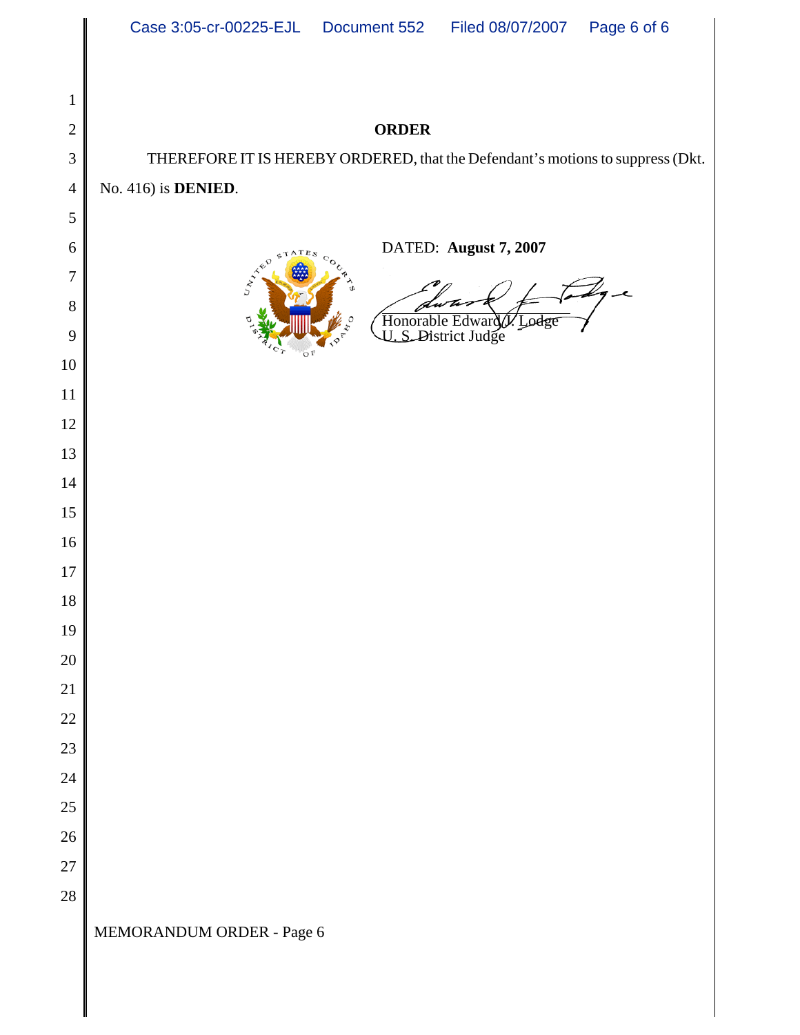## ORDER

THEREFORE IT IS HEREBY ORDERED, that the Defendant's motions to suppress (Dkt. No. 416) is **DENIED**.

DATED: **August 7, 2007**

Honorable Edward J. Lodge
U. S. District Judge

MEMORANDUM ORDER - Page 6